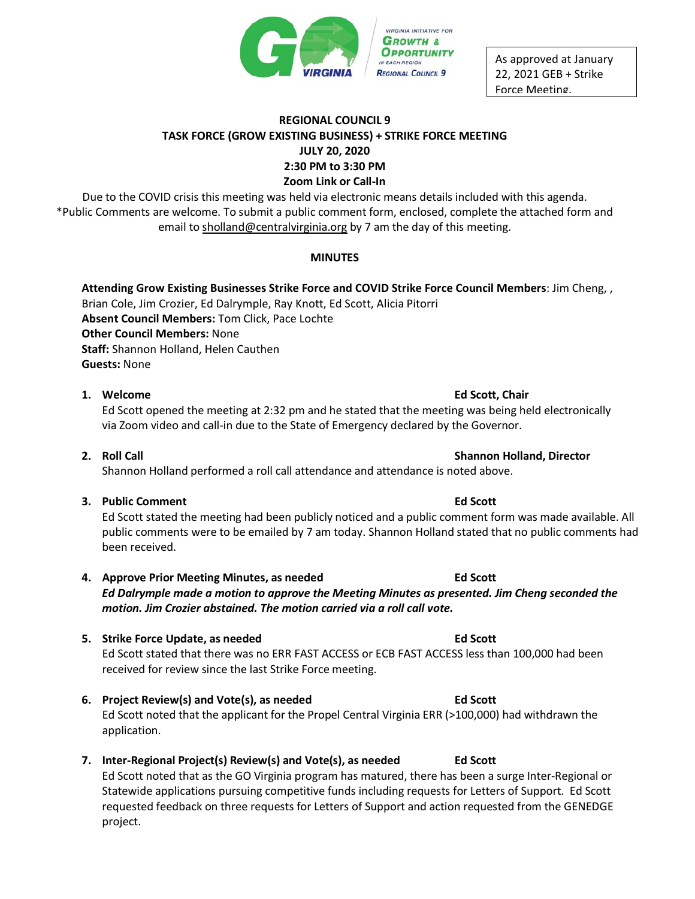As approved at January 22, 2021 GEB + Strike Force Meeting.

**REGIONAL COUNCIL 9**
**TASK FORCE (GROW EXISTING BUSINESS) + STRIKE FORCE MEETING**
**JULY 20, 2020**
**2:30 PM to 3:30 PM**
**Zoom Link or Call-In**

Due to the COVID crisis this meeting was held via electronic means details included with this agenda.
*Public Comments are welcome. To submit a public comment form, enclosed, complete the attached form and email to sholland@centralvirginia.org by 7 am the day of this meeting.

**MINUTES**

**Attending Grow Existing Businesses Strike Force and COVID Strike Force Council Members**: Jim Cheng, , Brian Cole, Jim Crozier, Ed Dalrymple, Ray Knott, Ed Scott, Alicia Pitorri
**Absent Council Members:** Tom Click, Pace Lochte
**Other Council Members:** None
**Staff:** Shannon Holland, Helen Cauthen
**Guests:** None

1. **Welcome** — **Ed Scott, Chair**
   Ed Scott opened the meeting at 2:32 pm and he stated that the meeting was being held electronically via Zoom video and call-in due to the State of Emergency declared by the Governor.

2. **Roll Call** — **Shannon Holland, Director**
   Shannon Holland performed a roll call attendance and attendance is noted above.

3. **Public Comment** — **Ed Scott**
   Ed Scott stated the meeting had been publicly noticed and a public comment form was made available. All public comments were to be emailed by 7 am today. Shannon Holland stated that no public comments had been received.

4. **Approve Prior Meeting Minutes, as needed** — **Ed Scott**
   ***Ed Dalrymple made a motion to approve the Meeting Minutes as presented. Jim Cheng seconded the motion. Jim Crozier abstained. The motion carried via a roll call vote.***

5. **Strike Force Update, as needed** — **Ed Scott**
   Ed Scott stated that there was no ERR FAST ACCESS or ECB FAST ACCESS less than 100,000 had been received for review since the last Strike Force meeting.

6. **Project Review(s) and Vote(s), as needed** — **Ed Scott**
   Ed Scott noted that the applicant for the Propel Central Virginia ERR (>100,000) had withdrawn the application.

7. **Inter-Regional Project(s) Review(s) and Vote(s), as needed** — **Ed Scott**
   Ed Scott noted that as the GO Virginia program has matured, there has been a surge Inter-Regional or Statewide applications pursuing competitive funds including requests for Letters of Support. Ed Scott requested feedback on three requests for Letters of Support and action requested from the GENEDGE project.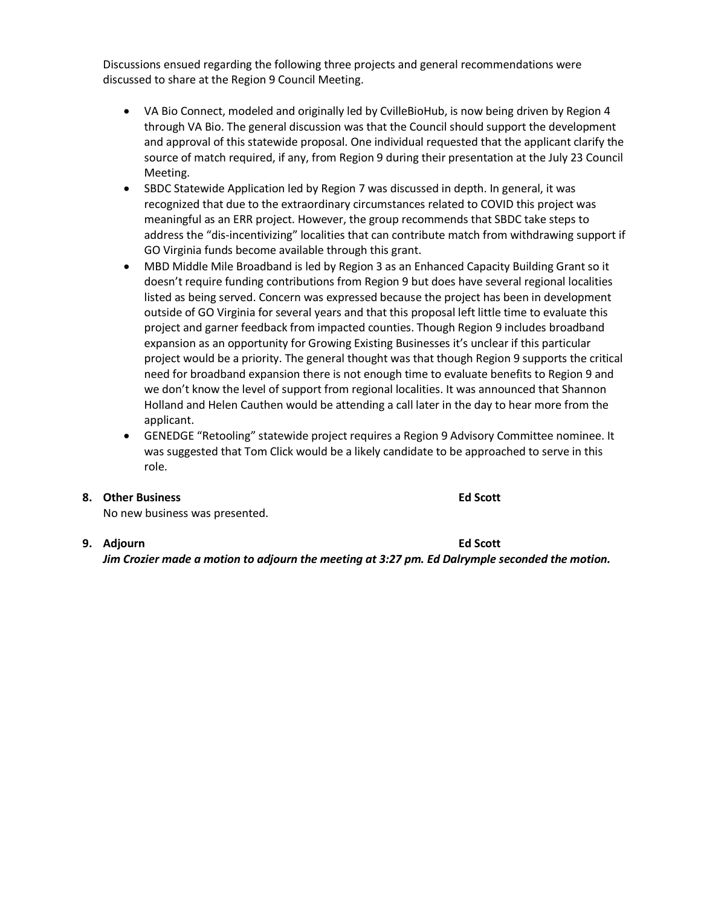Discussions ensued regarding the following three projects and general recommendations were discussed to share at the Region 9 Council Meeting.

- VA Bio Connect, modeled and originally led by CvilleBioHub, is now being driven by Region 4 through VA Bio. The general discussion was that the Council should support the development and approval of this statewide proposal. One individual requested that the applicant clarify the source of match required, if any, from Region 9 during their presentation at the July 23 Council Meeting.
- SBDC Statewide Application led by Region 7 was discussed in depth. In general, it was recognized that due to the extraordinary circumstances related to COVID this project was meaningful as an ERR project. However, the group recommends that SBDC take steps to address the "dis-incentivizing" localities that can contribute match from withdrawing support if GO Virginia funds become available through this grant.
- MBD Middle Mile Broadband is led by Region 3 as an Enhanced Capacity Building Grant so it doesn't require funding contributions from Region 9 but does have several regional localities listed as being served. Concern was expressed because the project has been in development outside of GO Virginia for several years and that this proposal left little time to evaluate this project and garner feedback from impacted counties. Though Region 9 includes broadband expansion as an opportunity for Growing Existing Businesses it's unclear if this particular project would be a priority. The general thought was that though Region 9 supports the critical need for broadband expansion there is not enough time to evaluate benefits to Region 9 and we don't know the level of support from regional localities. It was announced that Shannon Holland and Helen Cauthen would be attending a call later in the day to hear more from the applicant.
- GENEDGE "Retooling" statewide project requires a Region 9 Advisory Committee nominee. It was suggested that Tom Click would be a likely candidate to be approached to serve in this role.

**8. Other Business** **Ed Scott**

No new business was presented.

**9. Adjourn** **Ed Scott**

***Jim Crozier made a motion to adjourn the meeting at 3:27 pm. Ed Dalrymple seconded the motion.***